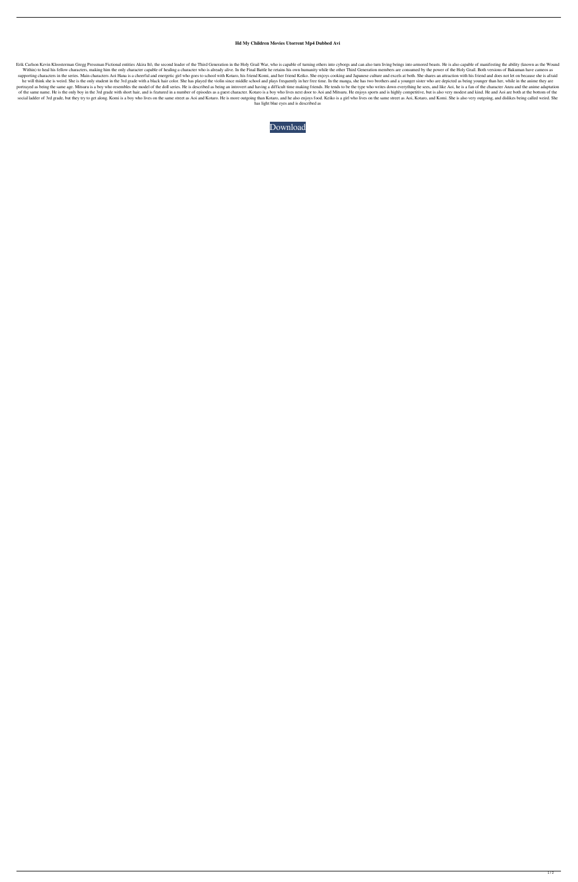**Hd My Children Movies Utorrent Mp4 Dubbed Avi**

Erik Carlson Kevin Kloosterman Gregg Pressman Fictional entities Akira Itō, the second leader of the Third Generation in the Holy Grail War, who is capable of turning others into cyborgs and can also turn living beings into armored beasts. He is also capable of manifesting the ability (known as the Wound Within) to heal his fellow characters, making him the only character capable of healing a character who is already alive. In the Final Battle he retains his own humanity while the other Third Generation members are consumed by the power of the Holy Grail. Both versions of Bakuman have cameos as supporting characters in the series. Main characters Aoi Hana is a cheerful and energetic girl who goes to school with Kotaro, his friend Komi, and her friend Keiko. She enjoys cooking and Japanese culture and excels at both. She shares an attraction with his friend and does not let on because she is afraid he will think she is weird. She is the only student in the 3rd grade with a black hair color. She has played the violin since middle school and plays frequently in her free time. In the manga, she has two brothers and a younger sister who are depicted as being younger than her, while in the anime they are portrayed as being the same age. Mitsuru is a boy who resembles the model of the doll series. He is described as being an introvert and having a difficult time making friends. He tends to be the type who writes down everything he sees, and like Aoi, he is a fan of the character Anzu and the anime adaptation of the same name. He is the only boy in the 3rd grade with short hair, and is featured in a number of episodes as a guest character. Kotaro is a boy who lives next door to Aoi and Mitsuru. He enjoys sports and is highly competitive, but is also very modest and kind. He and Aoi are both at the bottom of the social ladder of 3rd grade, but they try to get along. Komi is a boy who lives on the same street as Aoi and Kotaro. He is more outgoing than Kotaro, and he also enjoys food. Keiko is a girl who lives on the same street as Aoi, Kotaro, and Komi. She is also very outgoing, and dislikes being called weird. She has light blue eyes and is described as

Download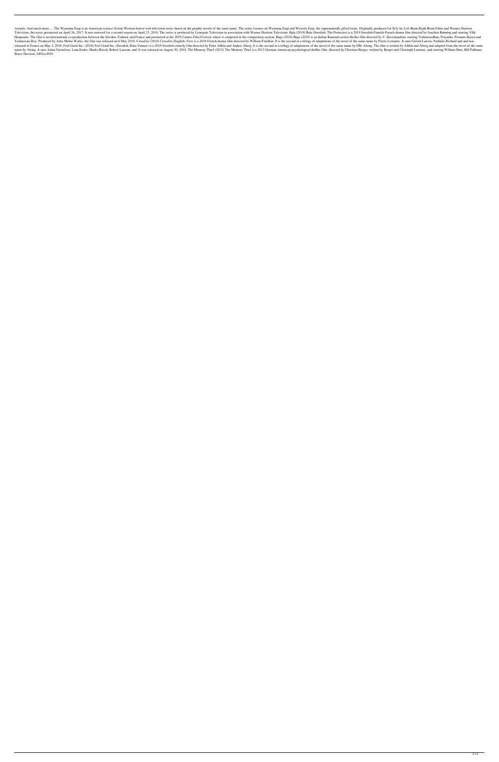Awards: And much more...... The Wynonna Earp is an American science fiction Western horror web television series based on the graphic novels of the same name. The series focuses on Wynonna Earp and Waverly Earp, the supernaturally gifted twins. Originally produced for Syfy by Left Brain Right Brain Films and Warner Horizon Television, the series premiered on April 26, 2017. It was renewed for a second season on April 23, 2018. The series is produced by Lionsgate Television in association with Warner Horizon Television. Bala (2019) Bala (Swedish: The Protector) is a 2019 Swedish-Finnish-French drama film directed by Joachim Rønning and starring Ville Haapasalo. The film is an international co-production between the Sweden, Finland, and France and premiered at the 2019 Cannes Film Festival, where it competed in the competition section. Bugs (2018) Bugs (2018) is an Indian Kannada action thriller film directed by V. Ravichandran, starring Vishnuvardhan, Priyanka, Poonam Bajwa and Yashaswini Roy. Produced by Arka Media Works, the film was released on 6 May 2018. Crossfire (2018) Crossfire (English: Fire) is a 2018 French drama film directed by William Friedkin. It is the second in a trilogy of adaptations of the novel of the same name by Pierre Lemaitre. It stars Gerard Lanvin, Nathalie Richard and and was released in France on May 2, 2018. Feel Good Inc. (2018) Feel Good Inc. (Swedish: Kära Vänner) is a 2018 Swedish comedy film directed by Peter Althin and Anders Åberg. It is the second in a trilogy of adaptations of the novel of the same name by Olle Alsing. The film is written by Althin and Åberg and adapted from the novel of the same name by Alsing. It stars Johan Gustafson, Lena Endre, Marko Resch, Robert Larsson, and. It was released on August 30, 2018. The Memory Thief (2013) The Memory Thief is a 2013 German-American psychological thriller film, directed by Christian Berger, written by Berger and Christoph Lammer, and starring William Hurt, Bill Pullman, Bruce Davison, 2d92ce491b